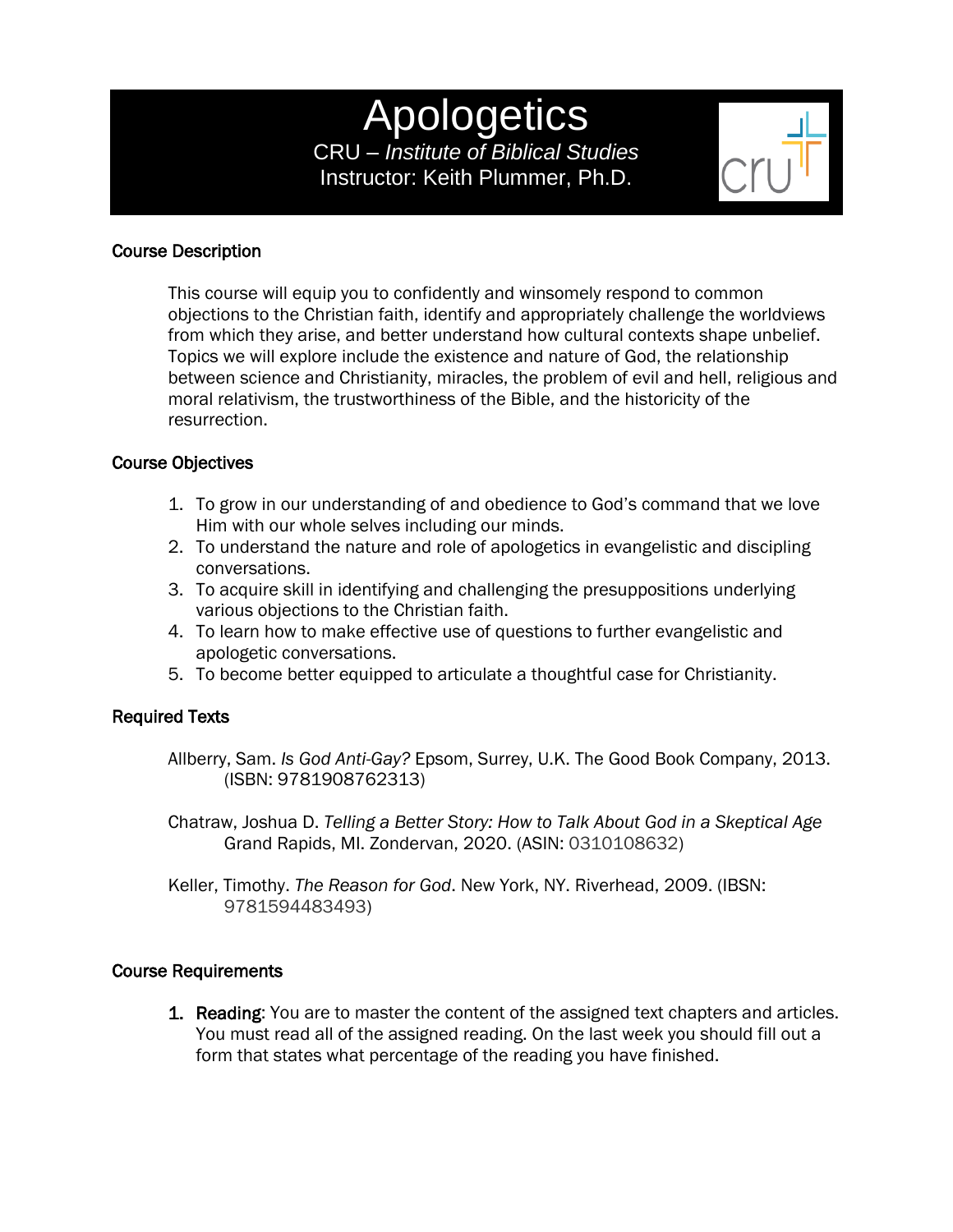# Apologetics

CRU – *Institute of Biblical Studies*

Instructor: Keith Plummer, Ph.D.

## Course Description

This course will equip you to confidently and winsomely respond to common objections to the Christian faith, identify and appropriately challenge the worldviews from which they arise, and better understand how cultural contexts shape unbelief. Topics we will explore include the existence and nature of God, the relationship between science and Christianity, miracles, the problem of evil and hell, religious and moral relativism, the trustworthiness of the Bible, and the historicity of the resurrection.

## Course Objectives

1. To grow in our understanding of and obedience to God's command that we love Him with our whole selves including our minds.
2. To understand the nature and role of apologetics in evangelistic and discipling conversations.
3. To acquire skill in identifying and challenging the presuppositions underlying various objections to the Christian faith.
4. To learn how to make effective use of questions to further evangelistic and apologetic conversations.
5. To become better equipped to articulate a thoughtful case for Christianity.

## Required Texts

Allberry, Sam. *Is God Anti-Gay?* Epsom, Surrey, U.K. The Good Book Company, 2013. (ISBN: 9781908762313)

Chatraw, Joshua D. *Telling a Better Story: How to Talk About God in a Skeptical Age* Grand Rapids, MI. Zondervan, 2020. (ASIN: 0310108632)

Keller, Timothy. *The Reason for God*. New York, NY. Riverhead, 2009. (IBSN: 9781594483493)

## Course Requirements

1. **Reading**: You are to master the content of the assigned text chapters and articles. You must read all of the assigned reading. On the last week you should fill out a form that states what percentage of the reading you have finished.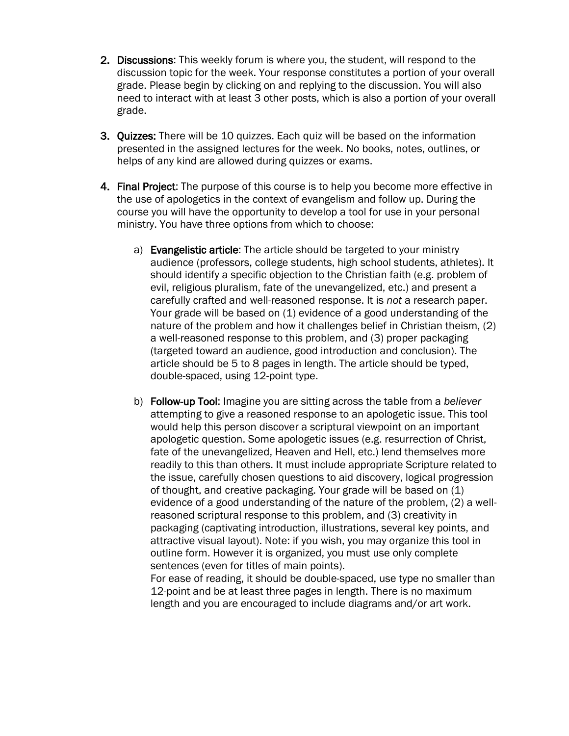2. **Discussions**: This weekly forum is where you, the student, will respond to the discussion topic for the week. Your response constitutes a portion of your overall grade. Please begin by clicking on and replying to the discussion. You will also need to interact with at least 3 other posts, which is also a portion of your overall grade.

3. **Quizzes:** There will be 10 quizzes. Each quiz will be based on the information presented in the assigned lectures for the week. No books, notes, outlines, or helps of any kind are allowed during quizzes or exams.

4. **Final Project**: The purpose of this course is to help you become more effective in the use of apologetics in the context of evangelism and follow up. During the course you will have the opportunity to develop a tool for use in your personal ministry. You have three options from which to choose:

   a) **Evangelistic article**: The article should be targeted to your ministry audience (professors, college students, high school students, athletes). It should identify a specific objection to the Christian faith (e.g. problem of evil, religious pluralism, fate of the unevangelized, etc.) and present a carefully crafted and well-reasoned response. It is *not* a research paper. Your grade will be based on (1) evidence of a good understanding of the nature of the problem and how it challenges belief in Christian theism, (2) a well-reasoned response to this problem, and (3) proper packaging (targeted toward an audience, good introduction and conclusion). The article should be 5 to 8 pages in length. The article should be typed, double-spaced, using 12-point type.

   b) **Follow-up Tool**: Imagine you are sitting across the table from a *believer* attempting to give a reasoned response to an apologetic issue. This tool would help this person discover a scriptural viewpoint on an important apologetic question. Some apologetic issues (e.g. resurrection of Christ, fate of the unevangelized, Heaven and Hell, etc.) lend themselves more readily to this than others. It must include appropriate Scripture related to the issue, carefully chosen questions to aid discovery, logical progression of thought, and creative packaging. Your grade will be based on (1) evidence of a good understanding of the nature of the problem, (2) a well-reasoned scriptural response to this problem, and (3) creativity in packaging (captivating introduction, illustrations, several key points, and attractive visual layout). Note: if you wish, you may organize this tool in outline form. However it is organized, you must use only complete sentences (even for titles of main points).
   For ease of reading, it should be double-spaced, use type no smaller than 12-point and be at least three pages in length. There is no maximum length and you are encouraged to include diagrams and/or art work.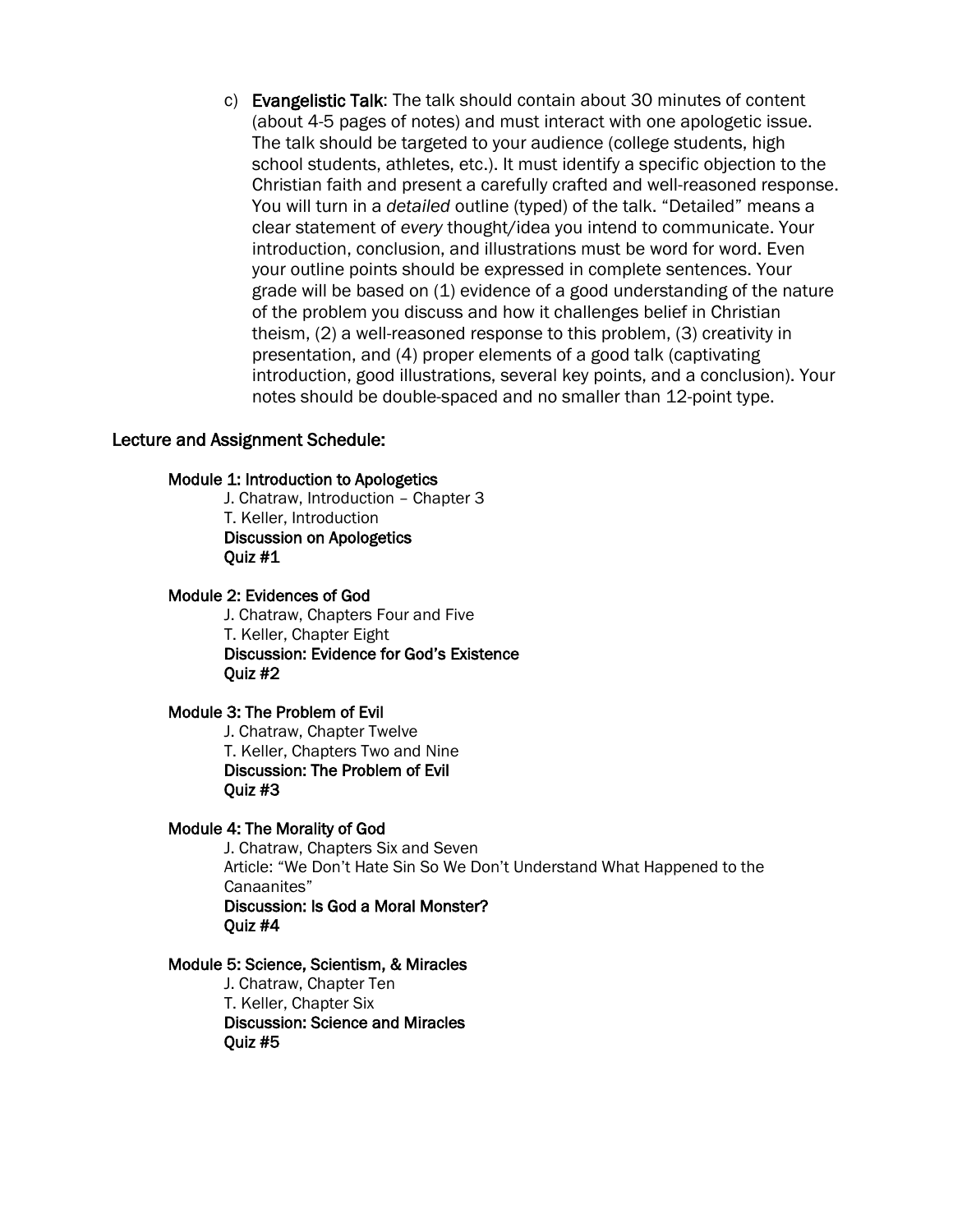c) **Evangelistic Talk**: The talk should contain about 30 minutes of content (about 4-5 pages of notes) and must interact with one apologetic issue. The talk should be targeted to your audience (college students, high school students, athletes, etc.). It must identify a specific objection to the Christian faith and present a carefully crafted and well-reasoned response. You will turn in a *detailed* outline (typed) of the talk. "Detailed" means a clear statement of *every* thought/idea you intend to communicate. Your introduction, conclusion, and illustrations must be word for word. Even your outline points should be expressed in complete sentences. Your grade will be based on (1) evidence of a good understanding of the nature of the problem you discuss and how it challenges belief in Christian theism, (2) a well-reasoned response to this problem, (3) creativity in presentation, and (4) proper elements of a good talk (captivating introduction, good illustrations, several key points, and a conclusion). Your notes should be double-spaced and no smaller than 12-point type.

## Lecture and Assignment Schedule:

### Module 1: Introduction to Apologetics

J. Chatraw, Introduction – Chapter 3
T. Keller, Introduction
**Discussion on Apologetics**
**Quiz #1**

### Module 2: Evidences of God

J. Chatraw, Chapters Four and Five
T. Keller, Chapter Eight
**Discussion: Evidence for God's Existence**
**Quiz #2**

### Module 3: The Problem of Evil

J. Chatraw, Chapter Twelve
T. Keller, Chapters Two and Nine
**Discussion: The Problem of Evil**
**Quiz #3**

### Module 4: The Morality of God

J. Chatraw, Chapters Six and Seven
Article: "We Don't Hate Sin So We Don't Understand What Happened to the Canaanites"
**Discussion: Is God a Moral Monster?**
**Quiz #4**

### Module 5: Science, Scientism, & Miracles

J. Chatraw, Chapter Ten
T. Keller, Chapter Six
**Discussion: Science and Miracles**
**Quiz #5**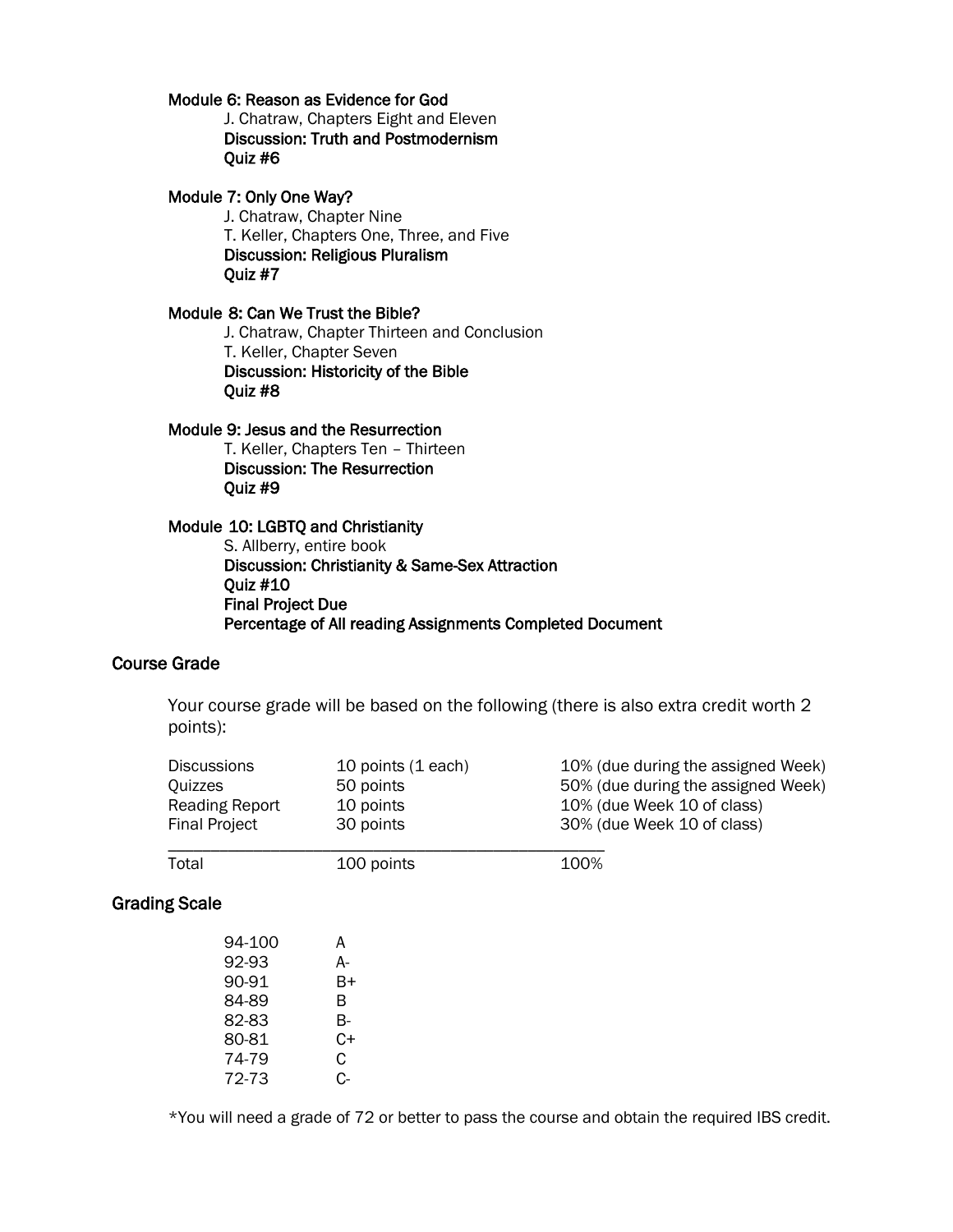**Module 6: Reason as Evidence for God**

J. Chatraw, Chapters Eight and Eleven

**Discussion: Truth and Postmodernism**

**Quiz #6**

**Module 7: Only One Way?**

J. Chatraw, Chapter Nine

T. Keller, Chapters One, Three, and Five

**Discussion: Religious Pluralism**

**Quiz #7**

**Module 8: Can We Trust the Bible?**

J. Chatraw, Chapter Thirteen and Conclusion

T. Keller, Chapter Seven

**Discussion: Historicity of the Bible**

**Quiz #8**

**Module 9: Jesus and the Resurrection**

T. Keller, Chapters Ten – Thirteen

**Discussion: The Resurrection**

**Quiz #9**

**Module 10: LGBTQ and Christianity**

S. Allberry, entire book

**Discussion: Christianity & Same-Sex Attraction**

**Quiz #10**

**Final Project Due**

**Percentage of All reading Assignments Completed Document**

## Course Grade

Your course grade will be based on the following (there is also extra credit worth 2 points):

| | | |
|---|---|---|
| Discussions | 10 points (1 each) | 10% (due during the assigned Week) |
| Quizzes | 50 points | 50% (due during the assigned Week) |
| Reading Report | 10 points | 10% (due Week 10 of class) |
| Final Project | 30 points | 30% (due Week 10 of class) |
| Total | 100 points | 100% |

## Grading Scale

| | |
|---|---|
| 94-100 | A |
| 92-93 | A- |
| 90-91 | B+ |
| 84-89 | B |
| 82-83 | B- |
| 80-81 | C+ |
| 74-79 | C |
| 72-73 | C- |

*You will need a grade of 72 or better to pass the course and obtain the required IBS credit.